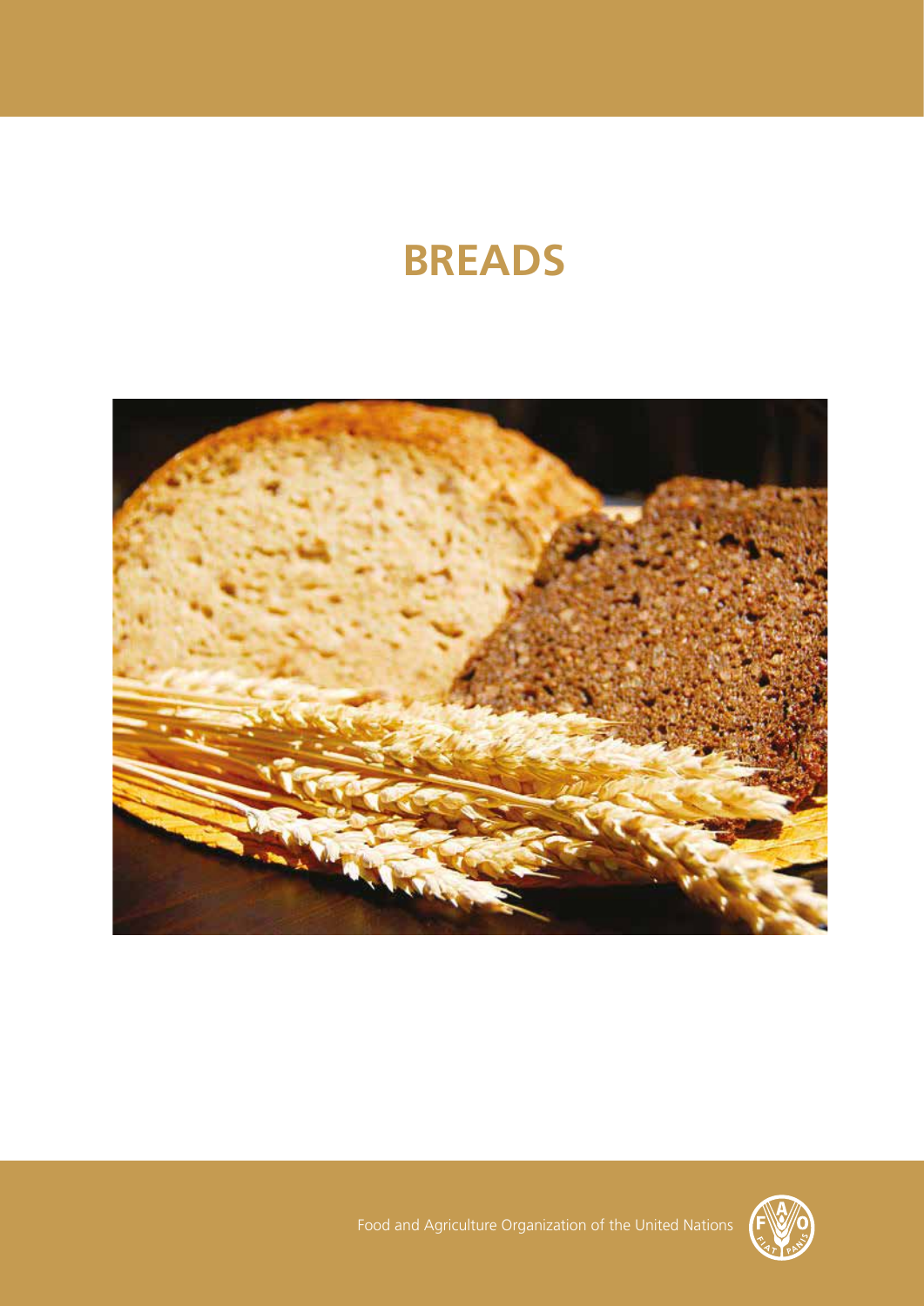# BREADS

Food and Agriculture Organization of the United Nations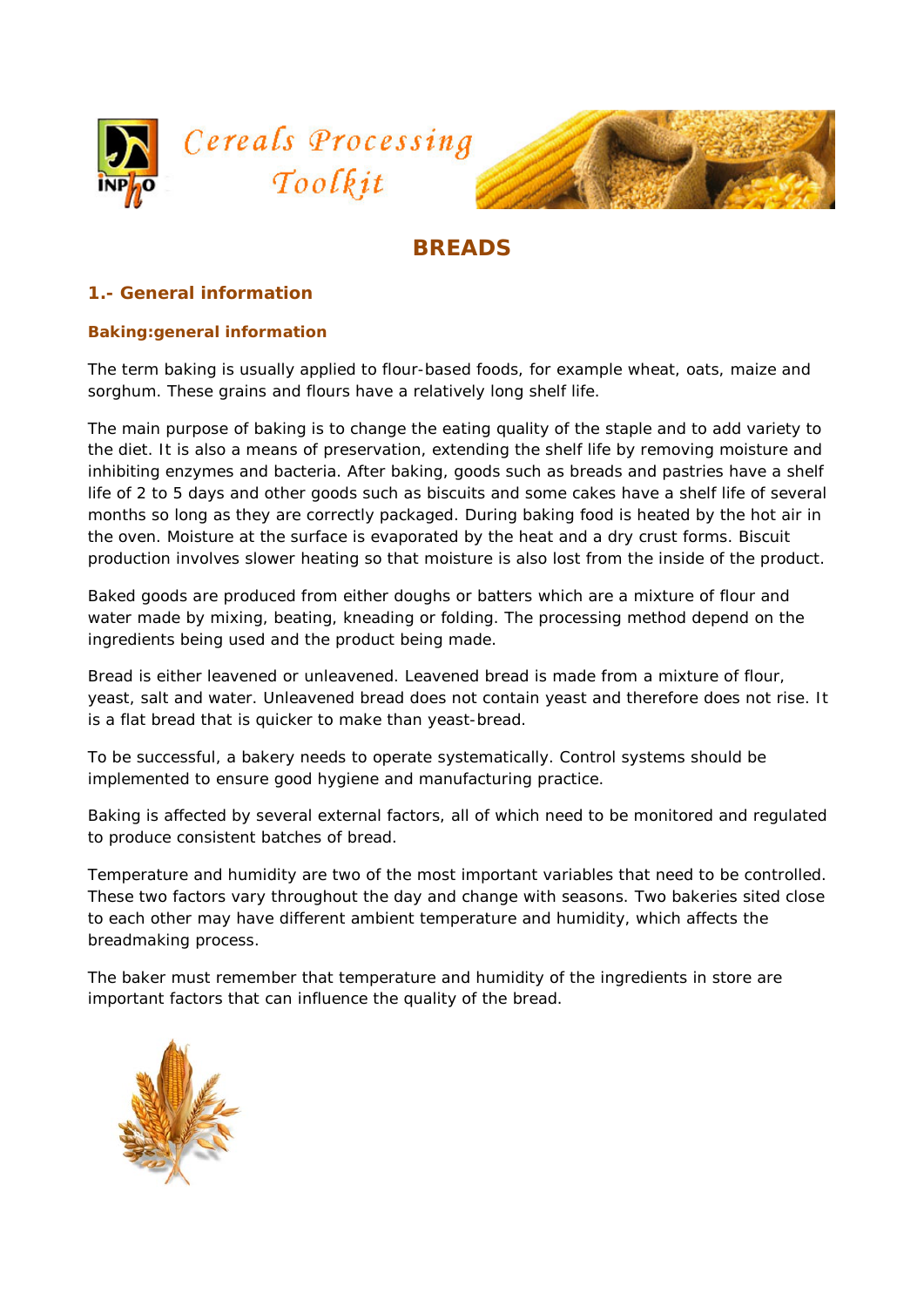# BREADS

## 1.- General information

### Baking:general information

The term baking is usually applied to flour-based foods, for example wheat, oats, maize and sorghum. These grains and flours have a relatively long shelf life.

The main purpose of baking is to change the eating quality of the staple and to add variety to the diet. It is also a means of preservation, extending the shelf life by removing moisture and inhibiting enzymes and bacteria. After baking, goods such as breads and pastries have a shelf life of 2 to 5 days and other goods such as biscuits and some cakes have a shelf life of several months so long as they are correctly packaged. During baking food is heated by the hot air in the oven. Moisture at the surface is evaporated by the heat and a dry crust forms. Biscuit production involves slower heating so that moisture is also lost from the inside of the product.

Baked goods are produced from either doughs or batters which are a mixture of flour and water made by mixing, beating, kneading or folding. The processing method depend on the ingredients being used and the product being made.

Bread is either leavened or unleavened. Leavened bread is made from a mixture of flour, yeast, salt and water. Unleavened bread does not contain yeast and therefore does not rise. It is a flat bread that is quicker to make than yeast-bread.

To be successful, a bakery needs to operate systematically. Control systems should be implemented to ensure good hygiene and manufacturing practice.

Baking is affected by several external factors, all of which need to be monitored and regulated to produce consistent batches of bread.

Temperature and humidity are two of the most important variables that need to be controlled. These two factors vary throughout the day and change with seasons. Two bakeries sited close to each other may have different ambient temperature and humidity, which affects the breadmaking process.

The baker must remember that temperature and humidity of the ingredients in store are important factors that can influence the quality of the bread.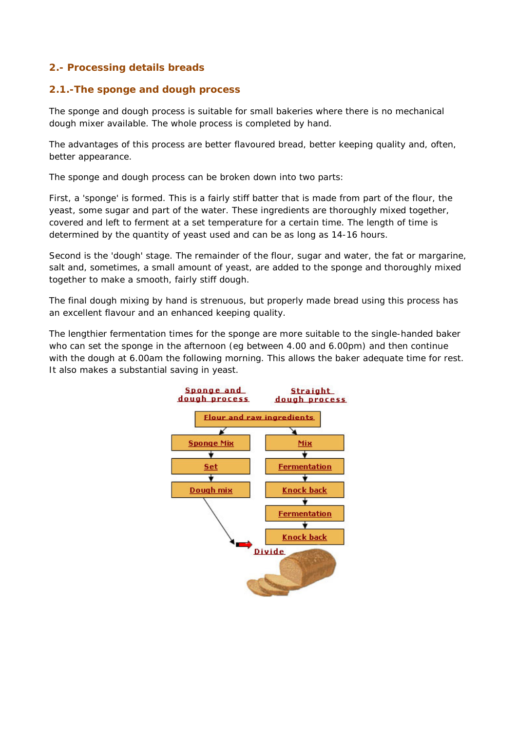## 2.- Processing details breads

### 2.1.-The sponge and dough process

The sponge and dough process is suitable for small bakeries where there is no mechanical dough mixer available. The whole process is completed by hand.

The advantages of this process are better flavoured bread, better keeping quality and, often, better appearance.

The sponge and dough process can be broken down into two parts:

First, a 'sponge' is formed. This is a fairly stiff batter that is made from part of the flour, the yeast, some sugar and part of the water. These ingredients are thoroughly mixed together, covered and left to ferment at a set temperature for a certain time. The length of time is determined by the quantity of yeast used and can be as long as 14-16 hours.

Second is the 'dough' stage. The remainder of the flour, sugar and water, the fat or margarine, salt and, sometimes, a small amount of yeast, are added to the sponge and thoroughly mixed together to make a smooth, fairly stiff dough.

The final dough mixing by hand is strenuous, but properly made bread using this process has an excellent flavour and an enhanced keeping quality.

The lengthier fermentation times for the sponge are more suitable to the single-handed baker who can set the sponge in the afternoon (eg between 4.00 and 6.00pm) and then continue with the dough at 6.00am the following morning. This allows the baker adequate time for rest. It also makes a substantial saving in yeast.

Sponge and dough process | Straight dough process

Flour and raw ingredients

Sponge Mix → Set → Dough mix → Divide

Mix → Fermentation → Knock back → Fermentation → Knock back → Divide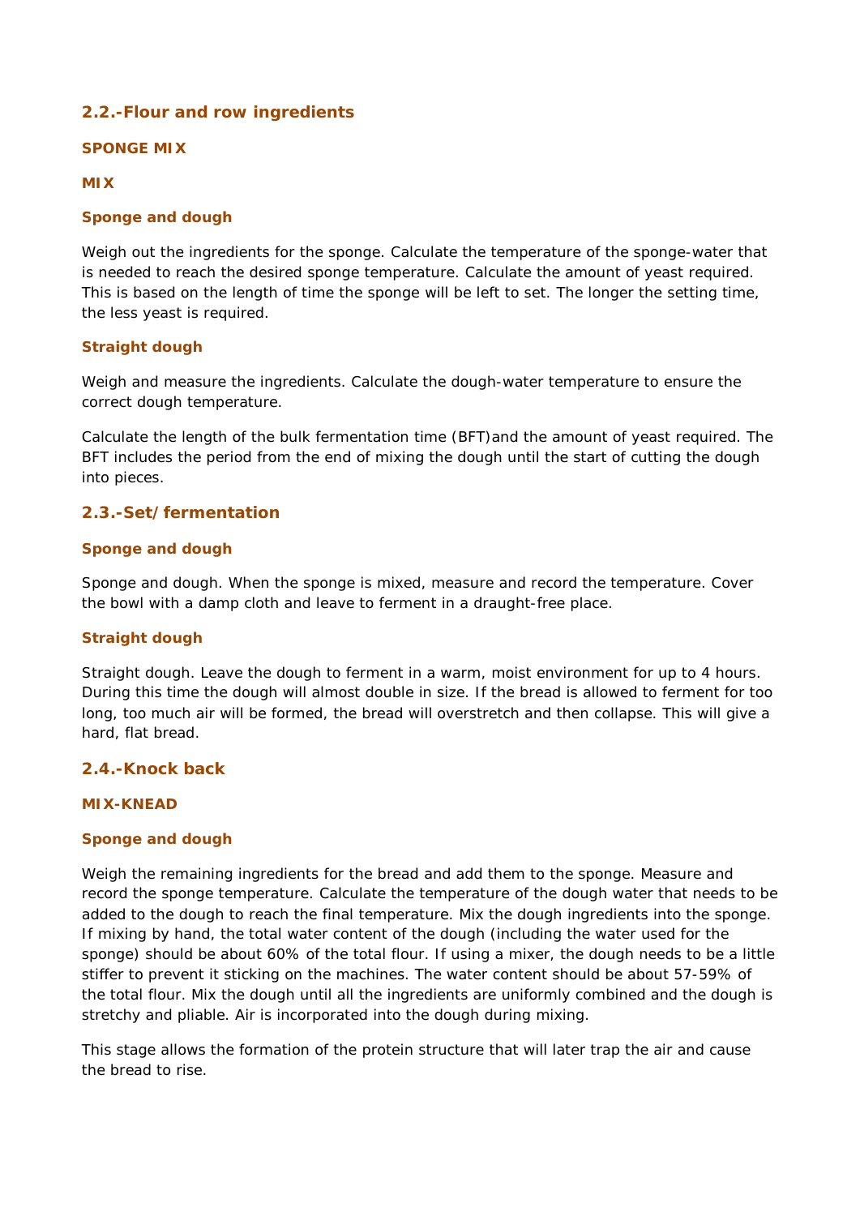## 2.2.-Flour and row ingredients

### SPONGE MIX

### MIX

#### Sponge and dough

Weigh out the ingredients for the sponge. Calculate the temperature of the sponge-water that is needed to reach the desired sponge temperature. Calculate the amount of yeast required. This is based on the length of time the sponge will be left to set. The longer the setting time, the less yeast is required.

#### Straight dough

Weigh and measure the ingredients. Calculate the dough-water temperature to ensure the correct dough temperature.

Calculate the length of the bulk fermentation time (BFT)and the amount of yeast required. The BFT includes the period from the end of mixing the dough until the start of cutting the dough into pieces.

## 2.3.-Set/fermentation

#### Sponge and dough

Sponge and dough. When the sponge is mixed, measure and record the temperature. Cover the bowl with a damp cloth and leave to ferment in a draught-free place.

#### Straight dough

Straight dough. Leave the dough to ferment in a warm, moist environment for up to 4 hours. During this time the dough will almost double in size. If the bread is allowed to ferment for too long, too much air will be formed, the bread will overstretch and then collapse. This will give a hard, flat bread.

## 2.4.-Knock back

### MIX-KNEAD

#### Sponge and dough

Weigh the remaining ingredients for the bread and add them to the sponge. Measure and record the sponge temperature. Calculate the temperature of the dough water that needs to be added to the dough to reach the final temperature. Mix the dough ingredients into the sponge. If mixing by hand, the total water content of the dough (including the water used for the sponge) should be about 60% of the total flour. If using a mixer, the dough needs to be a little stiffer to prevent it sticking on the machines. The water content should be about 57-59% of the total flour. Mix the dough until all the ingredients are uniformly combined and the dough is stretchy and pliable. Air is incorporated into the dough during mixing.

This stage allows the formation of the protein structure that will later trap the air and cause the bread to rise.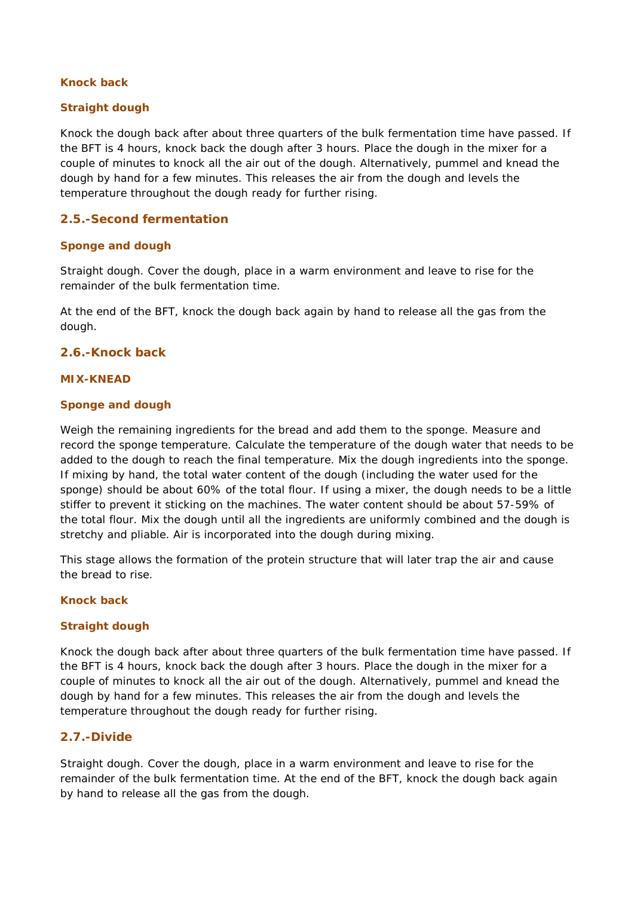#### Knock back

#### Straight dough

Knock the dough back after about three quarters of the bulk fermentation time have passed. If the BFT is 4 hours, knock back the dough after 3 hours. Place the dough in the mixer for a couple of minutes to knock all the air out of the dough. Alternatively, pummel and knead the dough by hand for a few minutes. This releases the air from the dough and levels the temperature throughout the dough ready for further rising.

### 2.5.-Second fermentation

#### Sponge and dough

Straight dough. Cover the dough, place in a warm environment and leave to rise for the remainder of the bulk fermentation time.

At the end of the BFT, knock the dough back again by hand to release all the gas from the dough.

### 2.6.-Knock back

#### MIX-KNEAD

#### Sponge and dough

Weigh the remaining ingredients for the bread and add them to the sponge. Measure and record the sponge temperature. Calculate the temperature of the dough water that needs to be added to the dough to reach the final temperature. Mix the dough ingredients into the sponge. If mixing by hand, the total water content of the dough (including the water used for the sponge) should be about 60% of the total flour. If using a mixer, the dough needs to be a little stiffer to prevent it sticking on the machines. The water content should be about 57-59% of the total flour. Mix the dough until all the ingredients are uniformly combined and the dough is stretchy and pliable. Air is incorporated into the dough during mixing.

This stage allows the formation of the protein structure that will later trap the air and cause the bread to rise.

#### Knock back

#### Straight dough

Knock the dough back after about three quarters of the bulk fermentation time have passed. If the BFT is 4 hours, knock back the dough after 3 hours. Place the dough in the mixer for a couple of minutes to knock all the air out of the dough. Alternatively, pummel and knead the dough by hand for a few minutes. This releases the air from the dough and levels the temperature throughout the dough ready for further rising.

### 2.7.-Divide

Straight dough. Cover the dough, place in a warm environment and leave to rise for the remainder of the bulk fermentation time. At the end of the BFT, knock the dough back again by hand to release all the gas from the dough.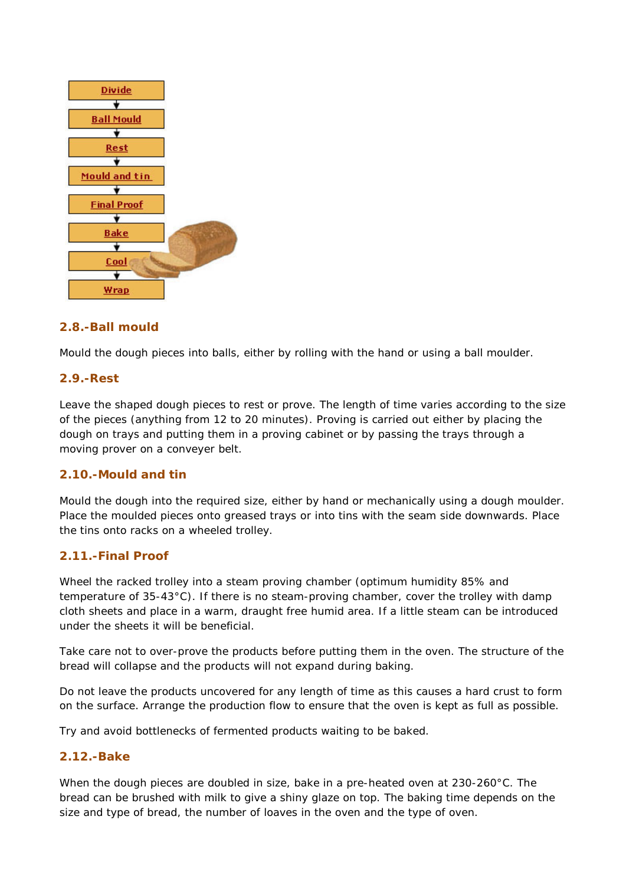Divide → Ball Mould → Rest → Mould and tin → Final Proof → Bake → Cool → Wrap

## 2.8.-Ball mould

Mould the dough pieces into balls, either by rolling with the hand or using a ball moulder.

## 2.9.-Rest

Leave the shaped dough pieces to rest or prove. The length of time varies according to the size of the pieces (anything from 12 to 20 minutes). Proving is carried out either by placing the dough on trays and putting them in a proving cabinet or by passing the trays through a moving prover on a conveyer belt.

## 2.10.-Mould and tin

Mould the dough into the required size, either by hand or mechanically using a dough moulder. Place the moulded pieces onto greased trays or into tins with the seam side downwards. Place the tins onto racks on a wheeled trolley.

## 2.11.-Final Proof

Wheel the racked trolley into a steam proving chamber (optimum humidity 85% and temperature of 35-43°C). If there is no steam-proving chamber, cover the trolley with damp cloth sheets and place in a warm, draught free humid area. If a little steam can be introduced under the sheets it will be beneficial.

Take care not to over-prove the products before putting them in the oven. The structure of the bread will collapse and the products will not expand during baking.

Do not leave the products uncovered for any length of time as this causes a hard crust to form on the surface. Arrange the production flow to ensure that the oven is kept as full as possible.

Try and avoid bottlenecks of fermented products waiting to be baked.

## 2.12.-Bake

When the dough pieces are doubled in size, bake in a pre-heated oven at 230-260°C. The bread can be brushed with milk to give a shiny glaze on top. The baking time depends on the size and type of bread, the number of loaves in the oven and the type of oven.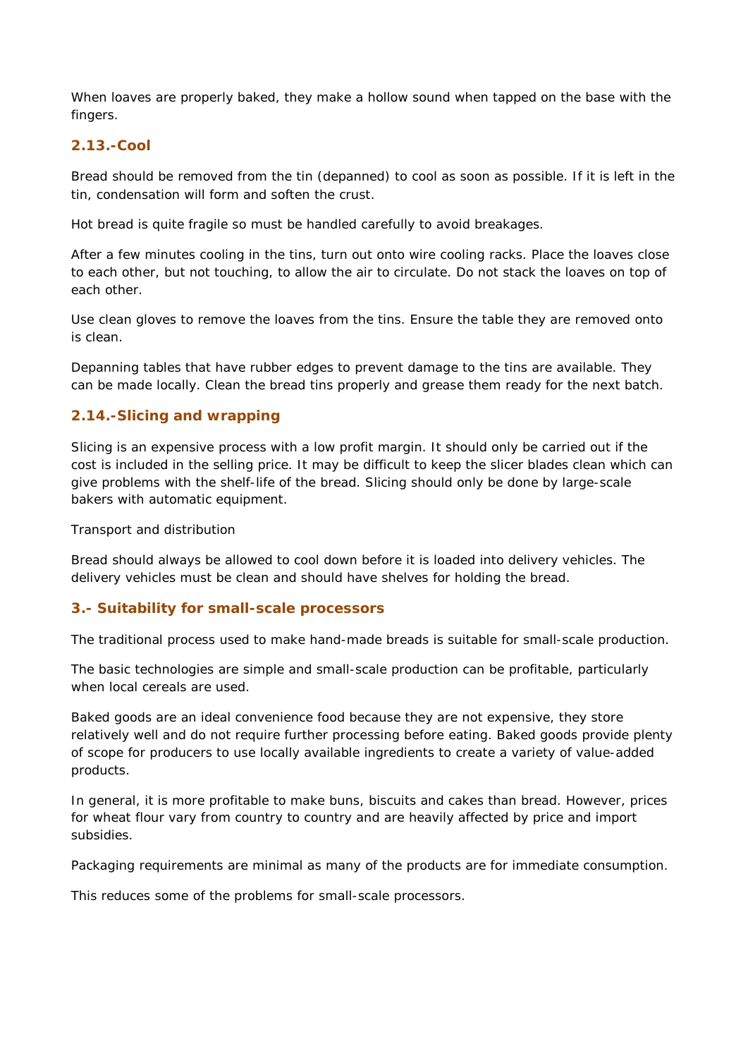When loaves are properly baked, they make a hollow sound when tapped on the base with the fingers.

### 2.13.-Cool

Bread should be removed from the tin (depanned) to cool as soon as possible. If it is left in the tin, condensation will form and soften the crust.

Hot bread is quite fragile so must be handled carefully to avoid breakages.

After a few minutes cooling in the tins, turn out onto wire cooling racks. Place the loaves close to each other, but not touching, to allow the air to circulate. Do not stack the loaves on top of each other.

Use clean gloves to remove the loaves from the tins. Ensure the table they are removed onto is clean.

Depanning tables that have rubber edges to prevent damage to the tins are available. They can be made locally. Clean the bread tins properly and grease them ready for the next batch.

### 2.14.-Slicing and wrapping

Slicing is an expensive process with a low profit margin. It should only be carried out if the cost is included in the selling price. It may be difficult to keep the slicer blades clean which can give problems with the shelf-life of the bread. Slicing should only be done by large-scale bakers with automatic equipment.

Transport and distribution

Bread should always be allowed to cool down before it is loaded into delivery vehicles. The delivery vehicles must be clean and should have shelves for holding the bread.

## 3.- Suitability for small-scale processors

The traditional process used to make hand-made breads is suitable for small-scale production.

The basic technologies are simple and small-scale production can be profitable, particularly when local cereals are used.

Baked goods are an ideal convenience food because they are not expensive, they store relatively well and do not require further processing before eating. Baked goods provide plenty of scope for producers to use locally available ingredients to create a variety of value-added products.

In general, it is more profitable to make buns, biscuits and cakes than bread. However, prices for wheat flour vary from country to country and are heavily affected by price and import subsidies.

Packaging requirements are minimal as many of the products are for immediate consumption.

This reduces some of the problems for small-scale processors.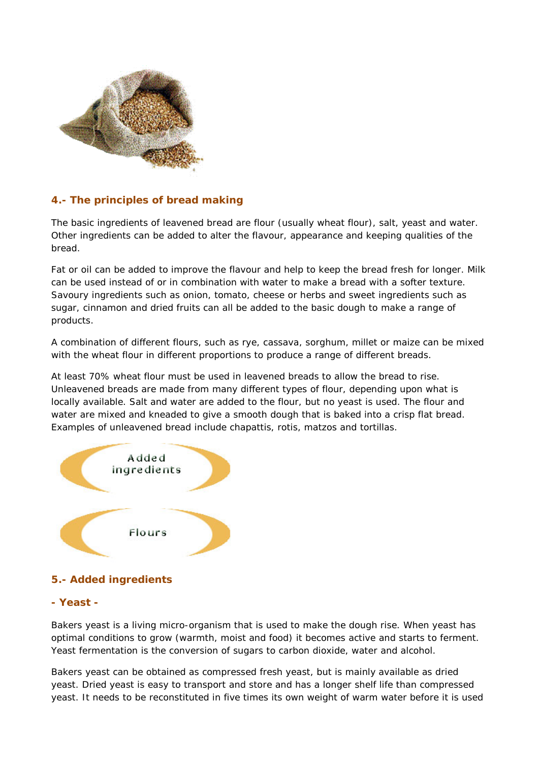## 4.- The principles of bread making

The basic ingredients of leavened bread are flour (usually wheat flour), salt, yeast and water. Other ingredients can be added to alter the flavour, appearance and keeping qualities of the bread.

Fat or oil can be added to improve the flavour and help to keep the bread fresh for longer. Milk can be used instead of or in combination with water to make a bread with a softer texture. Savoury ingredients such as onion, tomato, cheese or herbs and sweet ingredients such as sugar, cinnamon and dried fruits can all be added to the basic dough to make a range of products.

A combination of different flours, such as rye, cassava, sorghum, millet or maize can be mixed with the wheat flour in different proportions to produce a range of different breads.

At least 70% wheat flour must be used in leavened breads to allow the bread to rise. Unleavened breads are made from many different types of flour, depending upon what is locally available. Salt and water are added to the flour, but no yeast is used. The flour and water are mixed and kneaded to give a smooth dough that is baked into a crisp flat bread. Examples of unleavened bread include chapattis, rotis, matzos and tortillas.

Added ingredients

Flours

## 5.- Added ingredients

### - Yeast -

Bakers yeast is a living micro-organism that is used to make the dough rise. When yeast has optimal conditions to grow (warmth, moist and food) it becomes active and starts to ferment. Yeast fermentation is the conversion of sugars to carbon dioxide, water and alcohol.

Bakers yeast can be obtained as compressed fresh yeast, but is mainly available as dried yeast. Dried yeast is easy to transport and store and has a longer shelf life than compressed yeast. It needs to be reconstituted in five times its own weight of warm water before it is used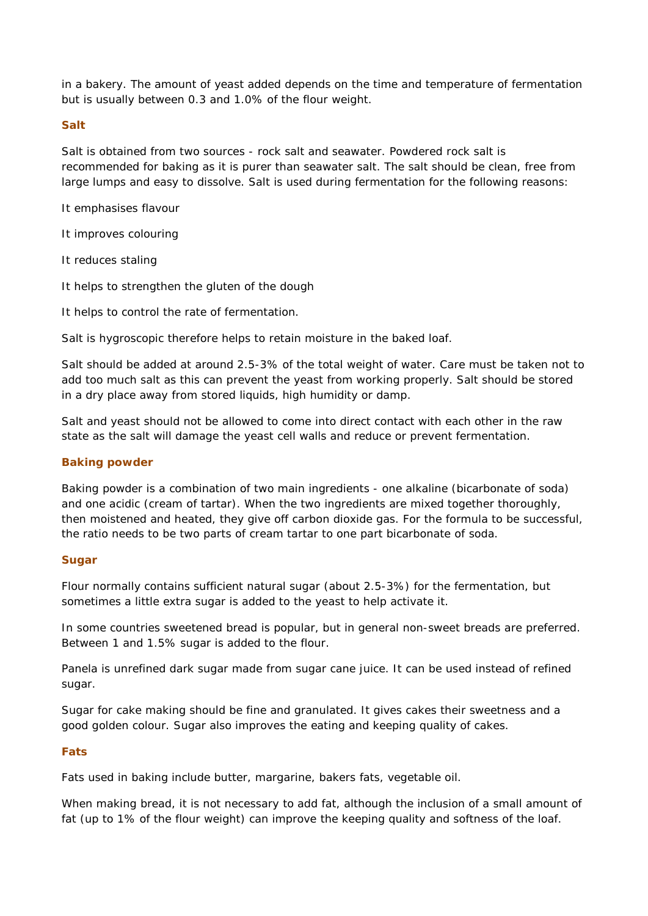in a bakery. The amount of yeast added depends on the time and temperature of fermentation but is usually between 0.3 and 1.0% of the flour weight.

### Salt

Salt is obtained from two sources - rock salt and seawater. Powdered rock salt is recommended for baking as it is purer than seawater salt. The salt should be clean, free from large lumps and easy to dissolve. Salt is used during fermentation for the following reasons:

It emphasises flavour

It improves colouring

It reduces staling

It helps to strengthen the gluten of the dough

It helps to control the rate of fermentation.

Salt is hygroscopic therefore helps to retain moisture in the baked loaf.

Salt should be added at around 2.5-3% of the total weight of water. Care must be taken not to add too much salt as this can prevent the yeast from working properly. Salt should be stored in a dry place away from stored liquids, high humidity or damp.

Salt and yeast should not be allowed to come into direct contact with each other in the raw state as the salt will damage the yeast cell walls and reduce or prevent fermentation.

### Baking powder

Baking powder is a combination of two main ingredients - one alkaline (bicarbonate of soda) and one acidic (cream of tartar). When the two ingredients are mixed together thoroughly, then moistened and heated, they give off carbon dioxide gas. For the formula to be successful, the ratio needs to be two parts of cream tartar to one part bicarbonate of soda.

### Sugar

Flour normally contains sufficient natural sugar (about 2.5-3%) for the fermentation, but sometimes a little extra sugar is added to the yeast to help activate it.

In some countries sweetened bread is popular, but in general non-sweet breads are preferred. Between 1 and 1.5% sugar is added to the flour.

Panela is unrefined dark sugar made from sugar cane juice. It can be used instead of refined sugar.

Sugar for cake making should be fine and granulated. It gives cakes their sweetness and a good golden colour. Sugar also improves the eating and keeping quality of cakes.

### Fats

Fats used in baking include butter, margarine, bakers fats, vegetable oil.

When making bread, it is not necessary to add fat, although the inclusion of a small amount of fat (up to 1% of the flour weight) can improve the keeping quality and softness of the loaf.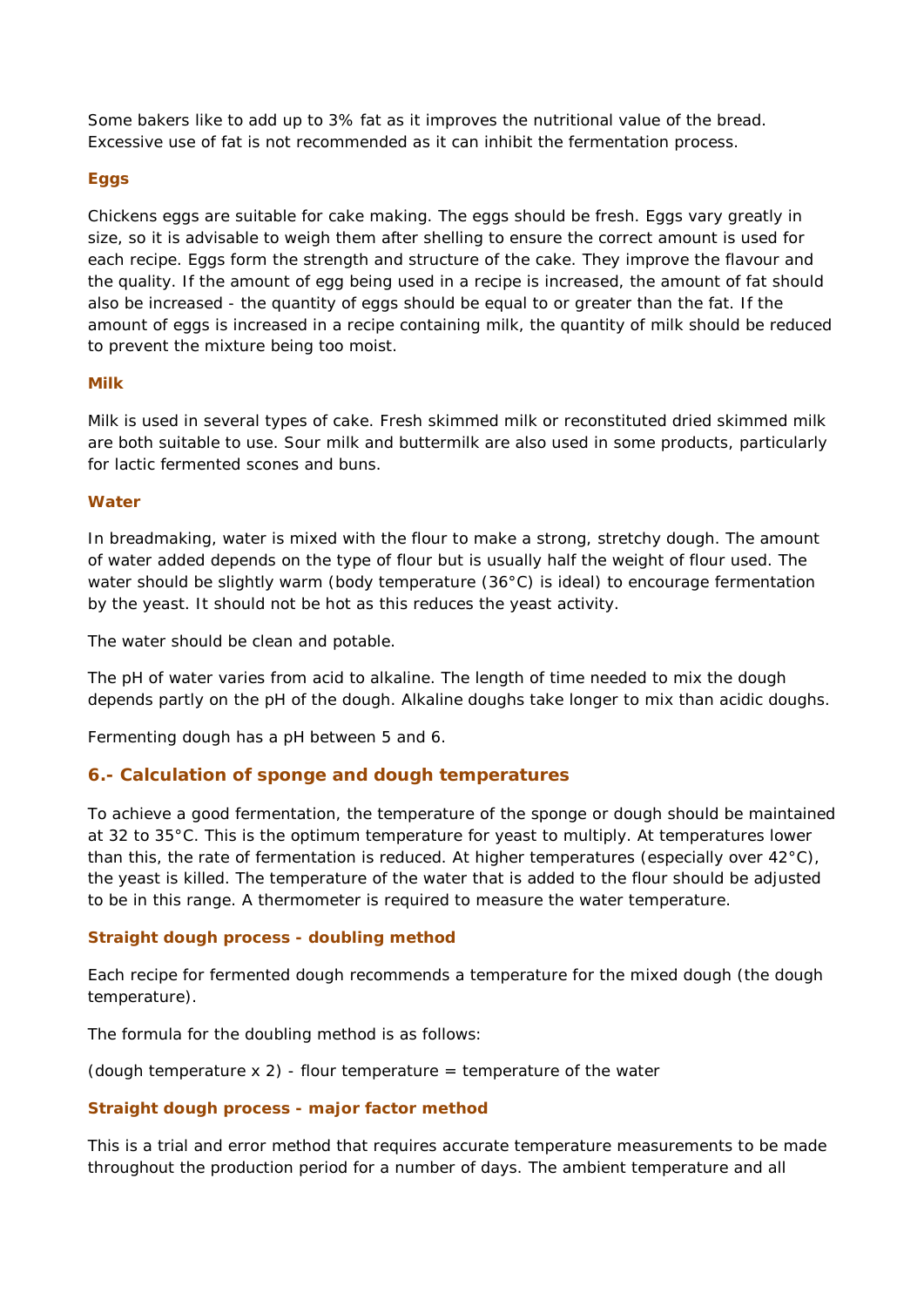Some bakers like to add up to 3% fat as it improves the nutritional value of the bread. Excessive use of fat is not recommended as it can inhibit the fermentation process.

### Eggs

Chickens eggs are suitable for cake making. The eggs should be fresh. Eggs vary greatly in size, so it is advisable to weigh them after shelling to ensure the correct amount is used for each recipe. Eggs form the strength and structure of the cake. They improve the flavour and the quality. If the amount of egg being used in a recipe is increased, the amount of fat should also be increased - the quantity of eggs should be equal to or greater than the fat. If the amount of eggs is increased in a recipe containing milk, the quantity of milk should be reduced to prevent the mixture being too moist.

### Milk

Milk is used in several types of cake. Fresh skimmed milk or reconstituted dried skimmed milk are both suitable to use. Sour milk and buttermilk are also used in some products, particularly for lactic fermented scones and buns.

### Water

In breadmaking, water is mixed with the flour to make a strong, stretchy dough. The amount of water added depends on the type of flour but is usually half the weight of flour used. The water should be slightly warm (body temperature (36°C) is ideal) to encourage fermentation by the yeast. It should not be hot as this reduces the yeast activity.

The water should be clean and potable.

The pH of water varies from acid to alkaline. The length of time needed to mix the dough depends partly on the pH of the dough. Alkaline doughs take longer to mix than acidic doughs.

Fermenting dough has a pH between 5 and 6.

## 6.- Calculation of sponge and dough temperatures

To achieve a good fermentation, the temperature of the sponge or dough should be maintained at 32 to 35°C. This is the optimum temperature for yeast to multiply. At temperatures lower than this, the rate of fermentation is reduced. At higher temperatures (especially over 42°C), the yeast is killed. The temperature of the water that is added to the flour should be adjusted to be in this range. A thermometer is required to measure the water temperature.

### Straight dough process - doubling method

Each recipe for fermented dough recommends a temperature for the mixed dough (the dough temperature).

The formula for the doubling method is as follows:

(dough temperature x 2) - flour temperature = temperature of the water

### Straight dough process - major factor method

This is a trial and error method that requires accurate temperature measurements to be made throughout the production period for a number of days. The ambient temperature and all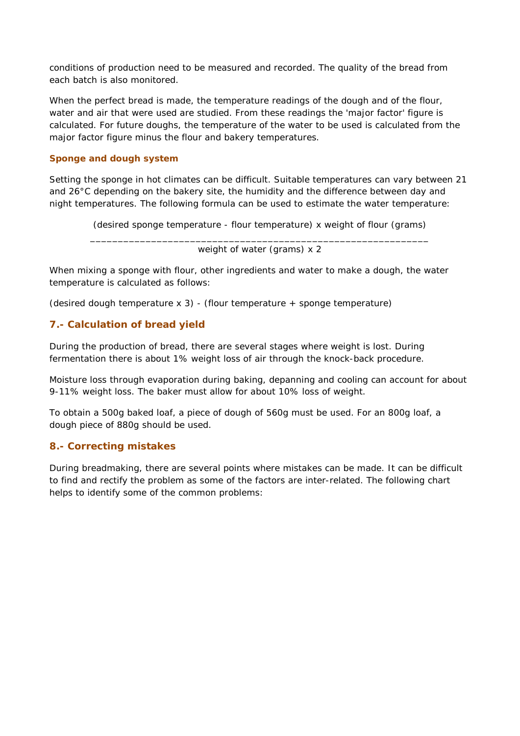conditions of production need to be measured and recorded. The quality of the bread from each batch is also monitored.

When the perfect bread is made, the temperature readings of the dough and of the flour, water and air that were used are studied. From these readings the 'major factor' figure is calculated. For future doughs, the temperature of the water to be used is calculated from the major factor figure minus the flour and bakery temperatures.

### Sponge and dough system

Setting the sponge in hot climates can be difficult. Suitable temperatures can vary between 21 and 26°C depending on the bakery site, the humidity and the difference between day and night temperatures. The following formula can be used to estimate the water temperature:

$$\frac{\text{(desired sponge temperature - flour temperature) x weight of flour (grams)}}{\text{weight of water (grams) x 2}}$$

When mixing a sponge with flour, other ingredients and water to make a dough, the water temperature is calculated as follows:

(desired dough temperature x 3) - (flour temperature + sponge temperature)

## 7.- Calculation of bread yield

During the production of bread, there are several stages where weight is lost. During fermentation there is about 1% weight loss of air through the knock-back procedure.

Moisture loss through evaporation during baking, depanning and cooling can account for about 9-11% weight loss. The baker must allow for about 10% loss of weight.

To obtain a 500g baked loaf, a piece of dough of 560g must be used. For an 800g loaf, a dough piece of 880g should be used.

## 8.- Correcting mistakes

During breadmaking, there are several points where mistakes can be made. It can be difficult to find and rectify the problem as some of the factors are inter-related. The following chart helps to identify some of the common problems: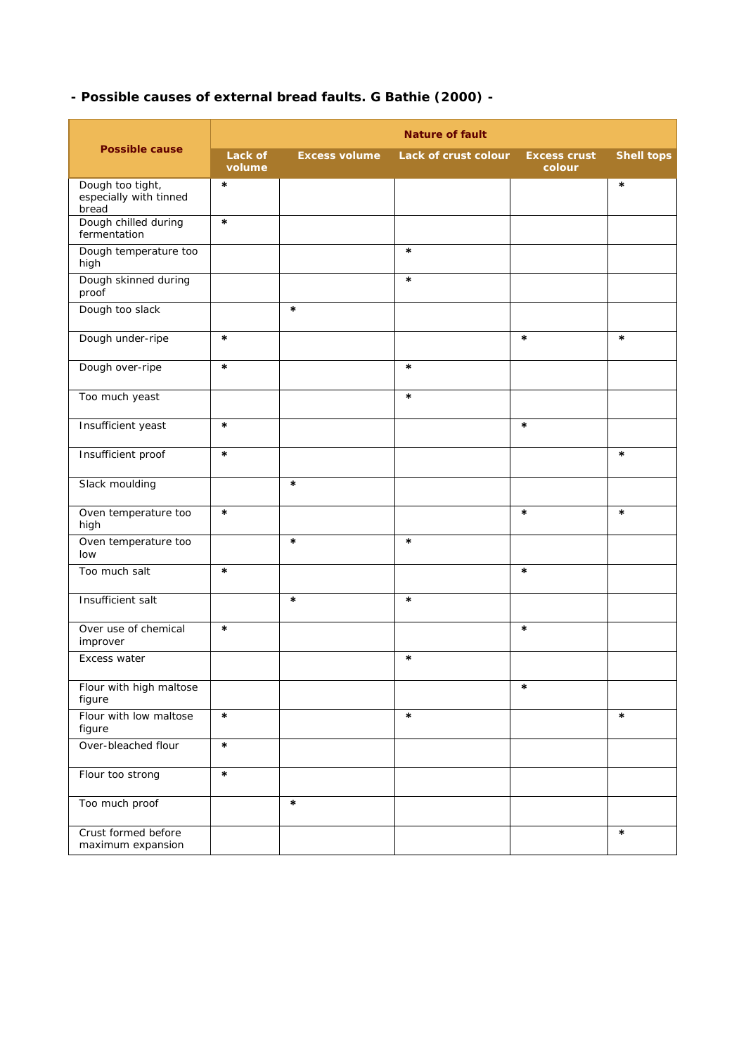**- Possible causes of external bread faults. G Bathie (2000) -**

| Possible cause | Nature of fault | | | | |
|---|---|---|---|---|---|
| | Lack of volume | Excess volume | Lack of crust colour | Excess crust colour | Shell tops |
| Dough too tight, especially with tinned bread | * | | | | * |
| Dough chilled during fermentation | * | | | | |
| Dough temperature too high | | | * | | |
| Dough skinned during proof | | | * | | |
| Dough too slack | | * | | | |
| Dough under-ripe | * | | | * | * |
| Dough over-ripe | * | | * | | |
| Too much yeast | | | * | | |
| Insufficient yeast | * | | | * | |
| Insufficient proof | * | | | | * |
| Slack moulding | | * | | | |
| Oven temperature too high | * | | | * | * |
| Oven temperature too low | | * | * | | |
| Too much salt | * | | | * | |
| Insufficient salt | | * | * | | |
| Over use of chemical improver | * | | | * | |
| Excess water | | | * | | |
| Flour with high maltose figure | | | | * | |
| Flour with low maltose figure | * | | * | | * |
| Over-bleached flour | * | | | | |
| Flour too strong | * | | | | |
| Too much proof | | * | | | |
| Crust formed before maximum expansion | | | | | * |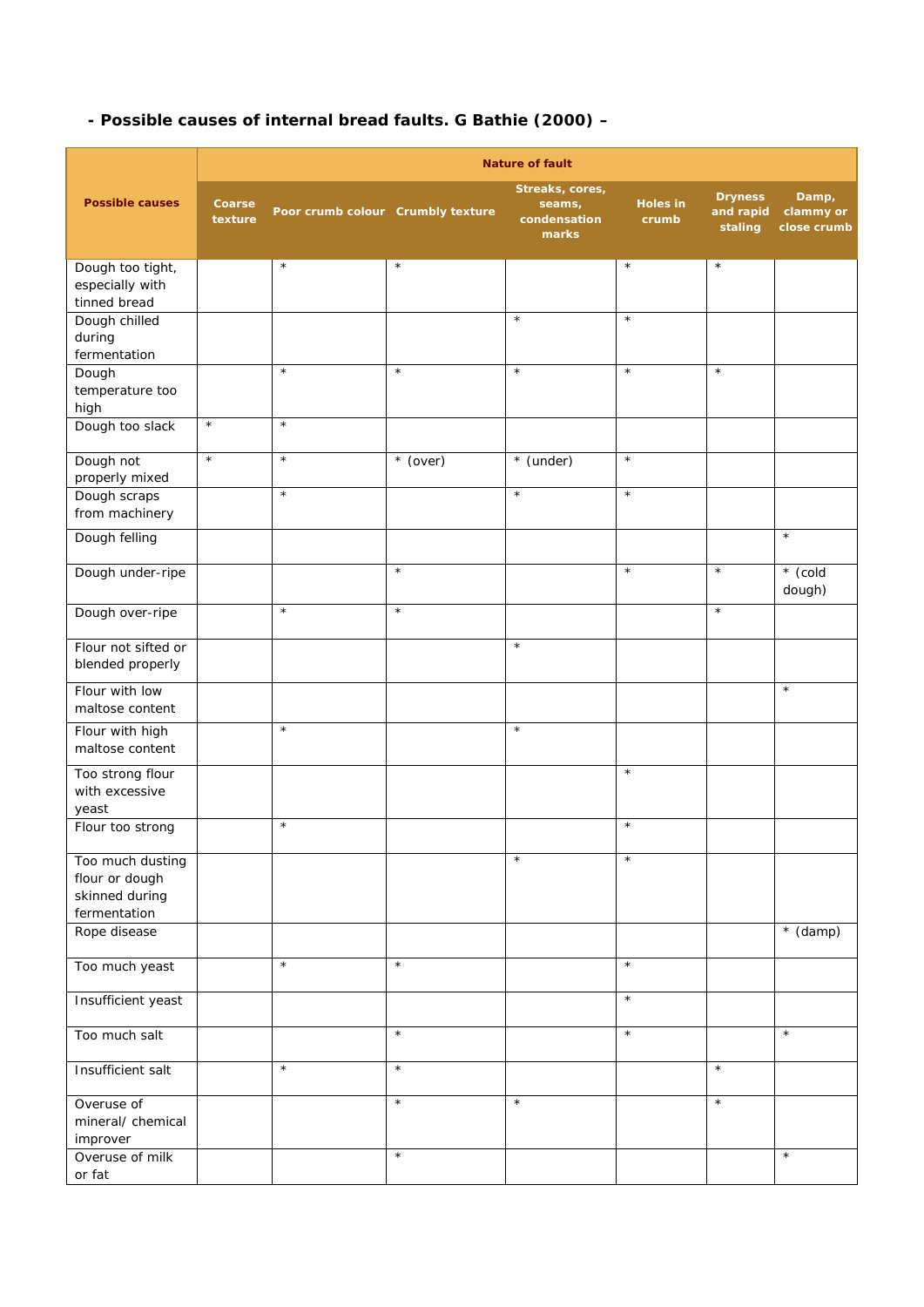**- Possible causes of internal bread faults. G Bathie (2000) –**

| Possible causes | Nature of fault | | | | | | |
|---|---|---|---|---|---|---|---|
| | Coarse texture | Poor crumb colour | Crumbly texture | Streaks, cores, seams, condensation marks | Holes in crumb | Dryness and rapid staling | Damp, clammy or close crumb |
| Dough too tight, especially with tinned bread | | * | * | | * | * | |
| Dough chilled during fermentation | | | | * | * | | |
| Dough temperature too high | | * | * | * | * | * | |
| Dough too slack | * | * | | | | | |
| Dough not properly mixed | * | * | * (over) | * (under) | * | | |
| Dough scraps from machinery | | * | | * | * | | |
| Dough felling | | | | | | | * |
| Dough under-ripe | | | * | | * | * | * (cold dough) |
| Dough over-ripe | | * | * | | | * | |
| Flour not sifted or blended properly | | | | * | | | |
| Flour with low maltose content | | | | | | | * |
| Flour with high maltose content | | * | | * | | | |
| Too strong flour with excessive yeast | | | | | * | | |
| Flour too strong | | * | | | * | | |
| Too much dusting flour or dough skinned during fermentation | | | | * | * | | |
| Rope disease | | | | | | | * (damp) |
| Too much yeast | | * | * | | * | | |
| Insufficient yeast | | | | | * | | |
| Too much salt | | | * | | * | | * |
| Insufficient salt | | * | * | | | * | |
| Overuse of mineral/ chemical improver | | | * | * | | * | |
| Overuse of milk or fat | | | * | | | | * |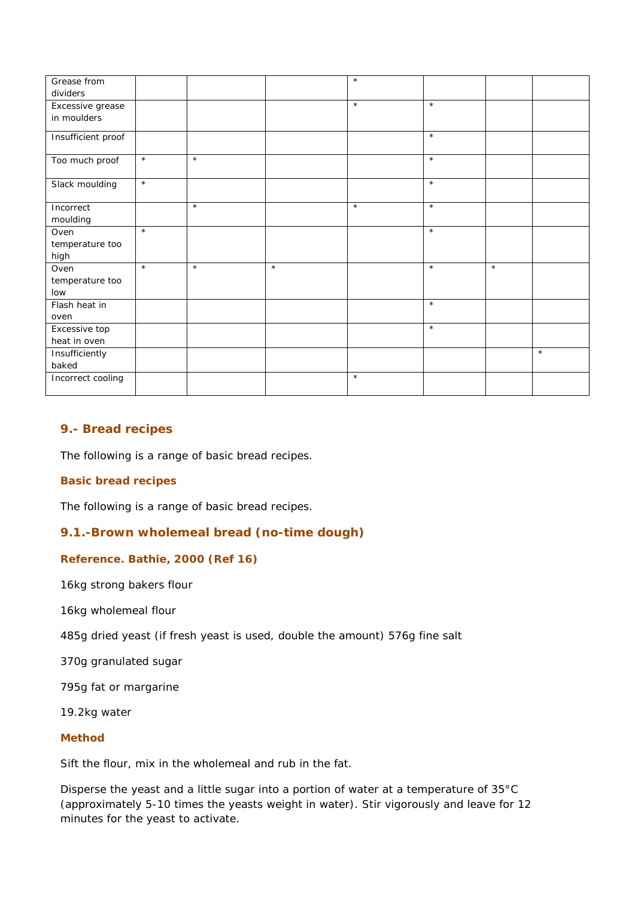| | | | | | | | |
|---|---|---|---|---|---|---|---|
| Grease from dividers | | | | * | | | |
| Excessive grease in moulders | | | | * | * | | |
| Insufficient proof | | | | | * | | |
| Too much proof | * | * | | | * | | |
| Slack moulding | * | | | | * | | |
| Incorrect moulding | | * | | * | * | | |
| Oven temperature too high | * | | | | * | | |
| Oven temperature too low | * | * | * | | * | * | |
| Flash heat in oven | | | | | * | | |
| Excessive top heat in oven | | | | | * | | |
| Insufficiently baked | | | | | | | * |
| Incorrect cooling | | | | * | | | |

## 9.- Bread recipes

The following is a range of basic bread recipes.

### Basic bread recipes

The following is a range of basic bread recipes.

## 9.1.-Brown wholemeal bread (no-time dough)

### Reference. Bathie, 2000 (Ref 16)

16kg strong bakers flour

16kg wholemeal flour

485g dried yeast (if fresh yeast is used, double the amount) 576g fine salt

370g granulated sugar

795g fat or margarine

19.2kg water

### Method

Sift the flour, mix in the wholemeal and rub in the fat.

Disperse the yeast and a little sugar into a portion of water at a temperature of 35°C (approximately 5-10 times the yeasts weight in water). Stir vigorously and leave for 12 minutes for the yeast to activate.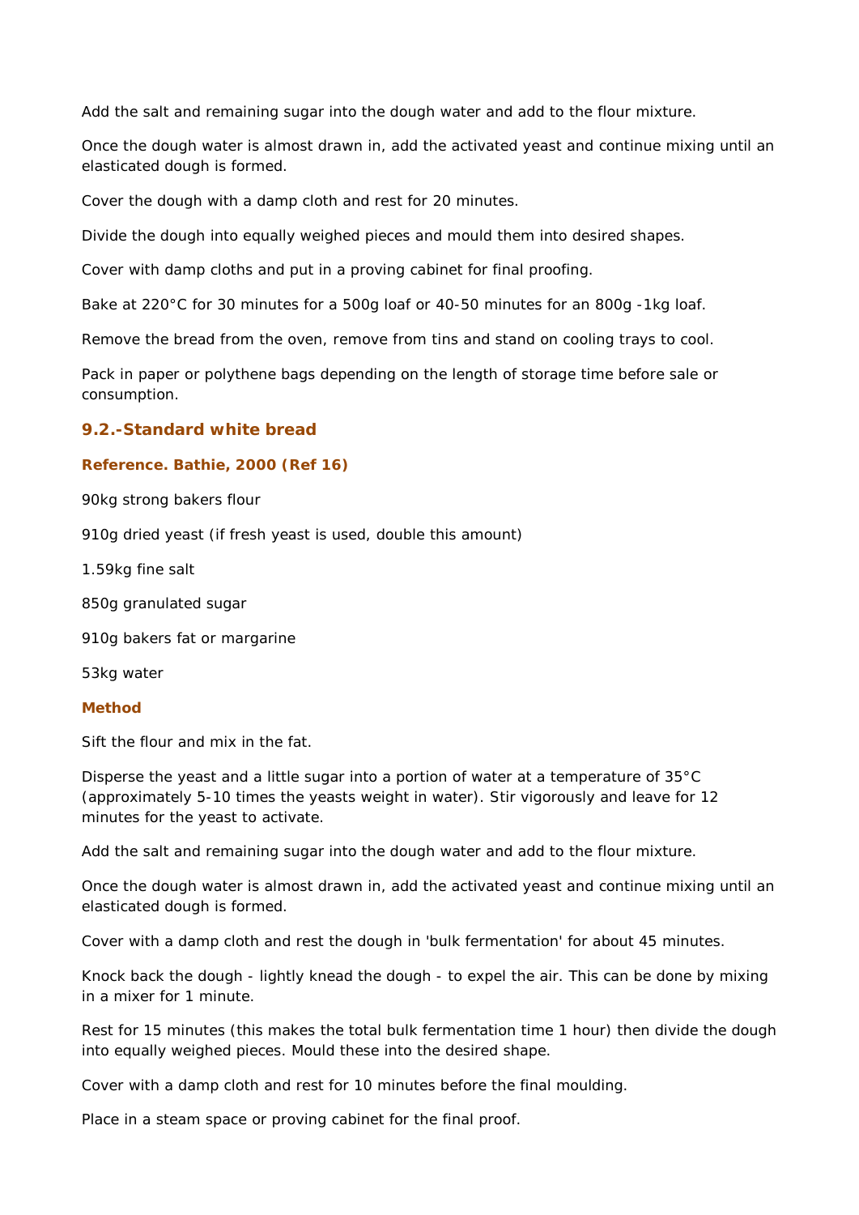Add the salt and remaining sugar into the dough water and add to the flour mixture.

Once the dough water is almost drawn in, add the activated yeast and continue mixing until an elasticated dough is formed.

Cover the dough with a damp cloth and rest for 20 minutes.

Divide the dough into equally weighed pieces and mould them into desired shapes.

Cover with damp cloths and put in a proving cabinet for final proofing.

Bake at 220°C for 30 minutes for a 500g loaf or 40-50 minutes for an 800g -1kg loaf.

Remove the bread from the oven, remove from tins and stand on cooling trays to cool.

Pack in paper or polythene bags depending on the length of storage time before sale or consumption.

## 9.2.-Standard white bread

#### Reference. Bathie, 2000 (Ref 16)

90kg strong bakers flour

910g dried yeast (if fresh yeast is used, double this amount)

1.59kg fine salt

850g granulated sugar

910g bakers fat or margarine

53kg water

#### Method

Sift the flour and mix in the fat.

Disperse the yeast and a little sugar into a portion of water at a temperature of 35°C (approximately 5-10 times the yeasts weight in water). Stir vigorously and leave for 12 minutes for the yeast to activate.

Add the salt and remaining sugar into the dough water and add to the flour mixture.

Once the dough water is almost drawn in, add the activated yeast and continue mixing until an elasticated dough is formed.

Cover with a damp cloth and rest the dough in 'bulk fermentation' for about 45 minutes.

Knock back the dough - lightly knead the dough - to expel the air. This can be done by mixing in a mixer for 1 minute.

Rest for 15 minutes (this makes the total bulk fermentation time 1 hour) then divide the dough into equally weighed pieces. Mould these into the desired shape.

Cover with a damp cloth and rest for 10 minutes before the final moulding.

Place in a steam space or proving cabinet for the final proof.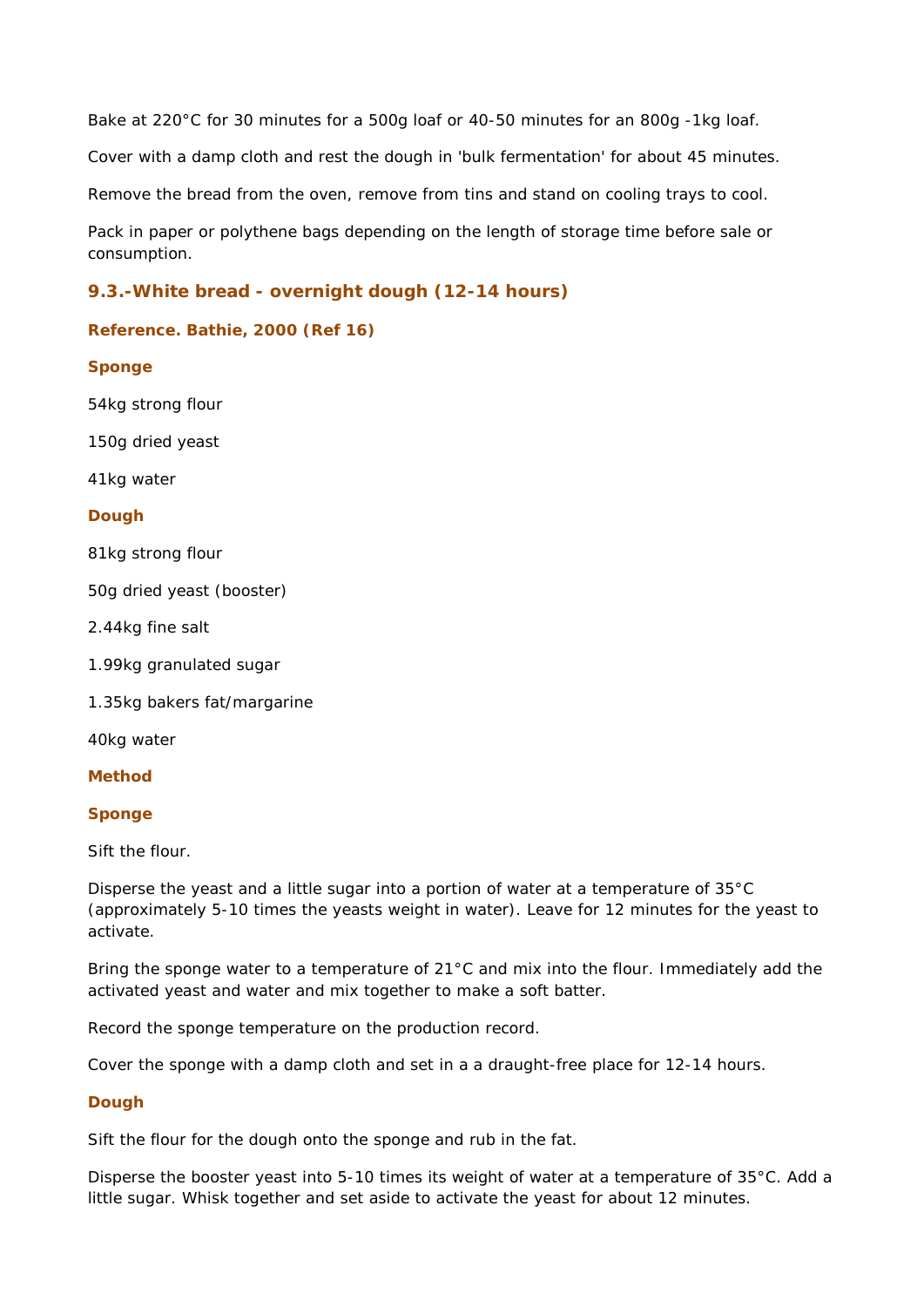Bake at 220°C for 30 minutes for a 500g loaf or 40-50 minutes for an 800g -1kg loaf.

Cover with a damp cloth and rest the dough in 'bulk fermentation' for about 45 minutes.

Remove the bread from the oven, remove from tins and stand on cooling trays to cool.

Pack in paper or polythene bags depending on the length of storage time before sale or consumption.

## 9.3.-White bread - overnight dough (12-14 hours)

**Reference. Bathie, 2000 (Ref 16)**

**Sponge**

54kg strong flour

150g dried yeast

41kg water

**Dough**

81kg strong flour

50g dried yeast (booster)

2.44kg fine salt

1.99kg granulated sugar

1.35kg bakers fat/margarine

40kg water

**Method**

**Sponge**

Sift the flour.

Disperse the yeast and a little sugar into a portion of water at a temperature of 35°C (approximately 5-10 times the yeasts weight in water). Leave for 12 minutes for the yeast to activate.

Bring the sponge water to a temperature of 21°C and mix into the flour. Immediately add the activated yeast and water and mix together to make a soft batter.

Record the sponge temperature on the production record.

Cover the sponge with a damp cloth and set in a a draught-free place for 12-14 hours.

**Dough**

Sift the flour for the dough onto the sponge and rub in the fat.

Disperse the booster yeast into 5-10 times its weight of water at a temperature of 35°C. Add a little sugar. Whisk together and set aside to activate the yeast for about 12 minutes.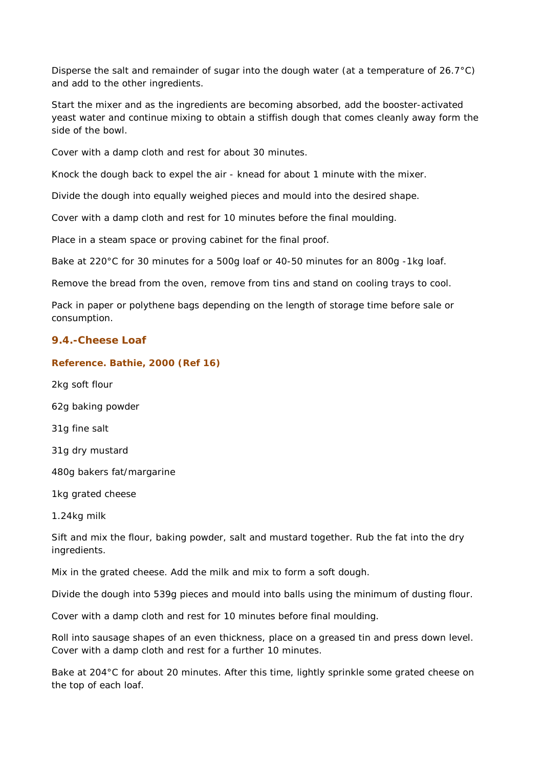Disperse the salt and remainder of sugar into the dough water (at a temperature of 26.7°C) and add to the other ingredients.

Start the mixer and as the ingredients are becoming absorbed, add the booster-activated yeast water and continue mixing to obtain a stiffish dough that comes cleanly away form the side of the bowl.

Cover with a damp cloth and rest for about 30 minutes.

Knock the dough back to expel the air - knead for about 1 minute with the mixer.

Divide the dough into equally weighed pieces and mould into the desired shape.

Cover with a damp cloth and rest for 10 minutes before the final moulding.

Place in a steam space or proving cabinet for the final proof.

Bake at 220°C for 30 minutes for a 500g loaf or 40-50 minutes for an 800g -1kg loaf.

Remove the bread from the oven, remove from tins and stand on cooling trays to cool.

Pack in paper or polythene bags depending on the length of storage time before sale or consumption.

## 9.4.-Cheese Loaf

**Reference. Bathie, 2000 (Ref 16)**

2kg soft flour

62g baking powder

31g fine salt

31g dry mustard

480g bakers fat/margarine

1kg grated cheese

1.24kg milk

Sift and mix the flour, baking powder, salt and mustard together. Rub the fat into the dry ingredients.

Mix in the grated cheese. Add the milk and mix to form a soft dough.

Divide the dough into 539g pieces and mould into balls using the minimum of dusting flour.

Cover with a damp cloth and rest for 10 minutes before final moulding.

Roll into sausage shapes of an even thickness, place on a greased tin and press down level. Cover with a damp cloth and rest for a further 10 minutes.

Bake at 204°C for about 20 minutes. After this time, lightly sprinkle some grated cheese on the top of each loaf.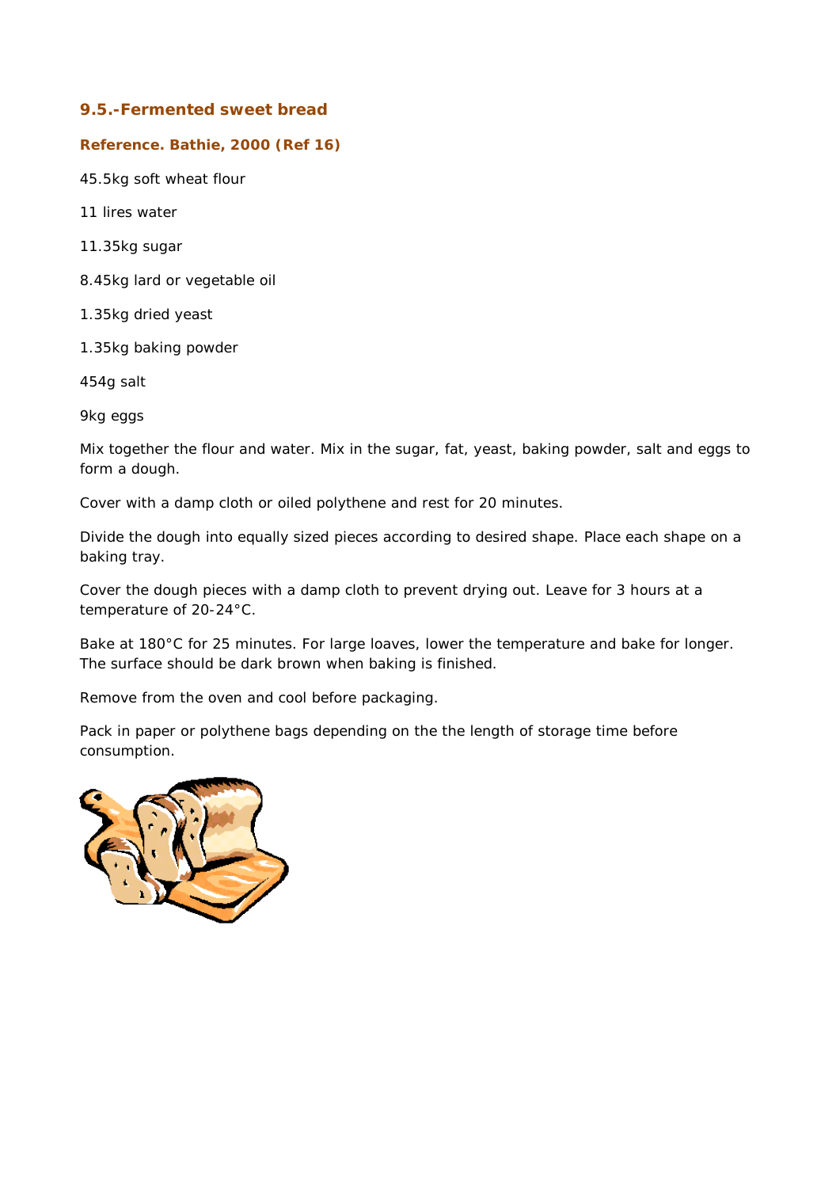### 9.5.-Fermented sweet bread

**Reference. Bathie, 2000 (Ref 16)**

45.5kg soft wheat flour

11 lires water

11.35kg sugar

8.45kg lard or vegetable oil

1.35kg dried yeast

1.35kg baking powder

454g salt

9kg eggs

Mix together the flour and water. Mix in the sugar, fat, yeast, baking powder, salt and eggs to form a dough.

Cover with a damp cloth or oiled polythene and rest for 20 minutes.

Divide the dough into equally sized pieces according to desired shape. Place each shape on a baking tray.

Cover the dough pieces with a damp cloth to prevent drying out. Leave for 3 hours at a temperature of 20-24°C.

Bake at 180°C for 25 minutes. For large loaves, lower the temperature and bake for longer. The surface should be dark brown when baking is finished.

Remove from the oven and cool before packaging.

Pack in paper or polythene bags depending on the the length of storage time before consumption.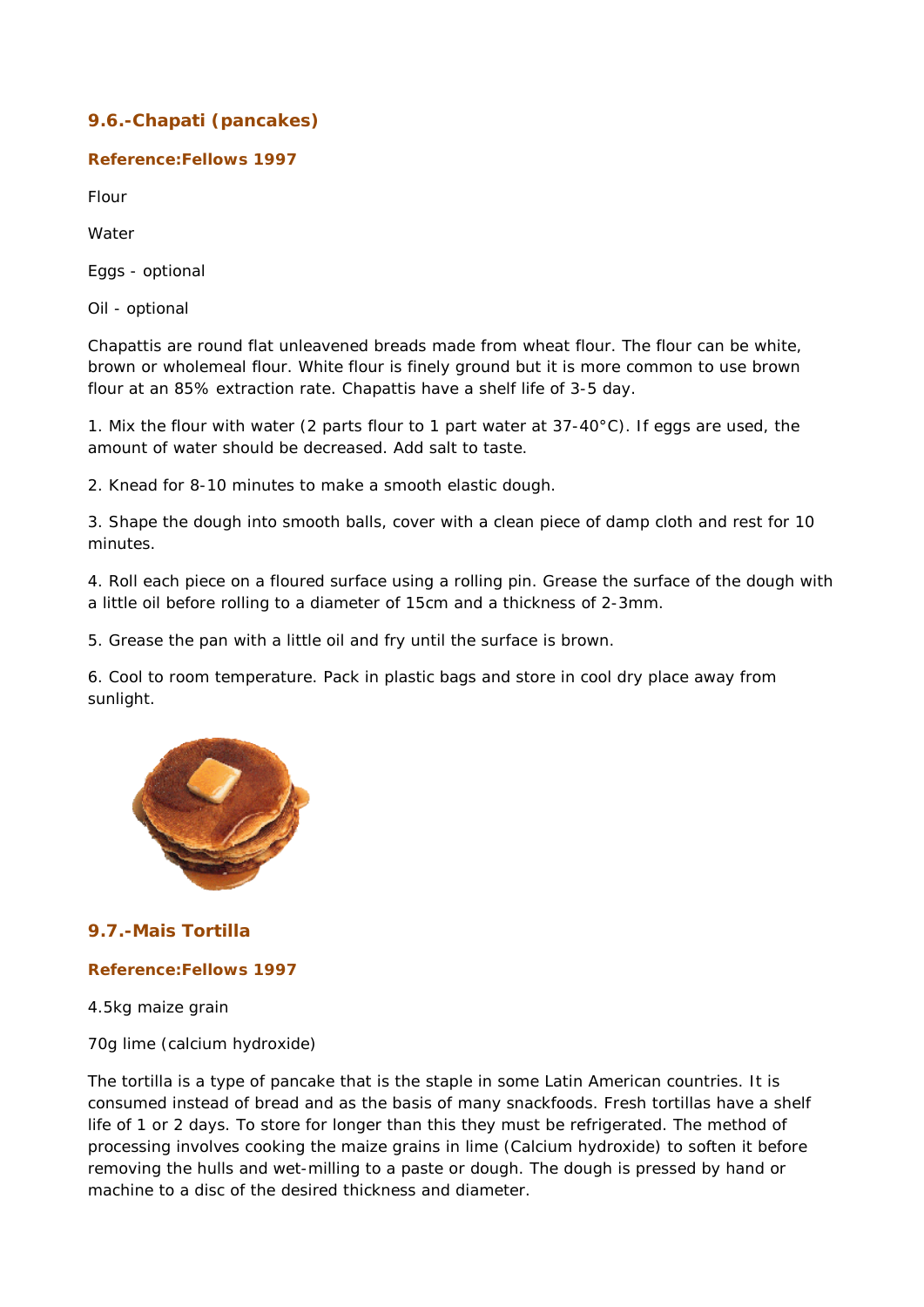### 9.6.-Chapati (pancakes)

**Reference:Fellows 1997**

Flour

Water

Eggs - optional

Oil - optional

Chapattis are round flat unleavened breads made from wheat flour. The flour can be white, brown or wholemeal flour. White flour is finely ground but it is more common to use brown flour at an 85% extraction rate. Chapattis have a shelf life of 3-5 day.

1. Mix the flour with water (2 parts flour to 1 part water at 37-40°C). If eggs are used, the amount of water should be decreased. Add salt to taste.

2. Knead for 8-10 minutes to make a smooth elastic dough.

3. Shape the dough into smooth balls, cover with a clean piece of damp cloth and rest for 10 minutes.

4. Roll each piece on a floured surface using a rolling pin. Grease the surface of the dough with a little oil before rolling to a diameter of 15cm and a thickness of 2-3mm.

5. Grease the pan with a little oil and fry until the surface is brown.

6. Cool to room temperature. Pack in plastic bags and store in cool dry place away from sunlight.

### 9.7.-Mais Tortilla

**Reference:Fellows 1997**

4.5kg maize grain

70g lime (calcium hydroxide)

The tortilla is a type of pancake that is the staple in some Latin American countries. It is consumed instead of bread and as the basis of many snackfoods. Fresh tortillas have a shelf life of 1 or 2 days. To store for longer than this they must be refrigerated. The method of processing involves cooking the maize grains in lime (Calcium hydroxide) to soften it before removing the hulls and wet-milling to a paste or dough. The dough is pressed by hand or machine to a disc of the desired thickness and diameter.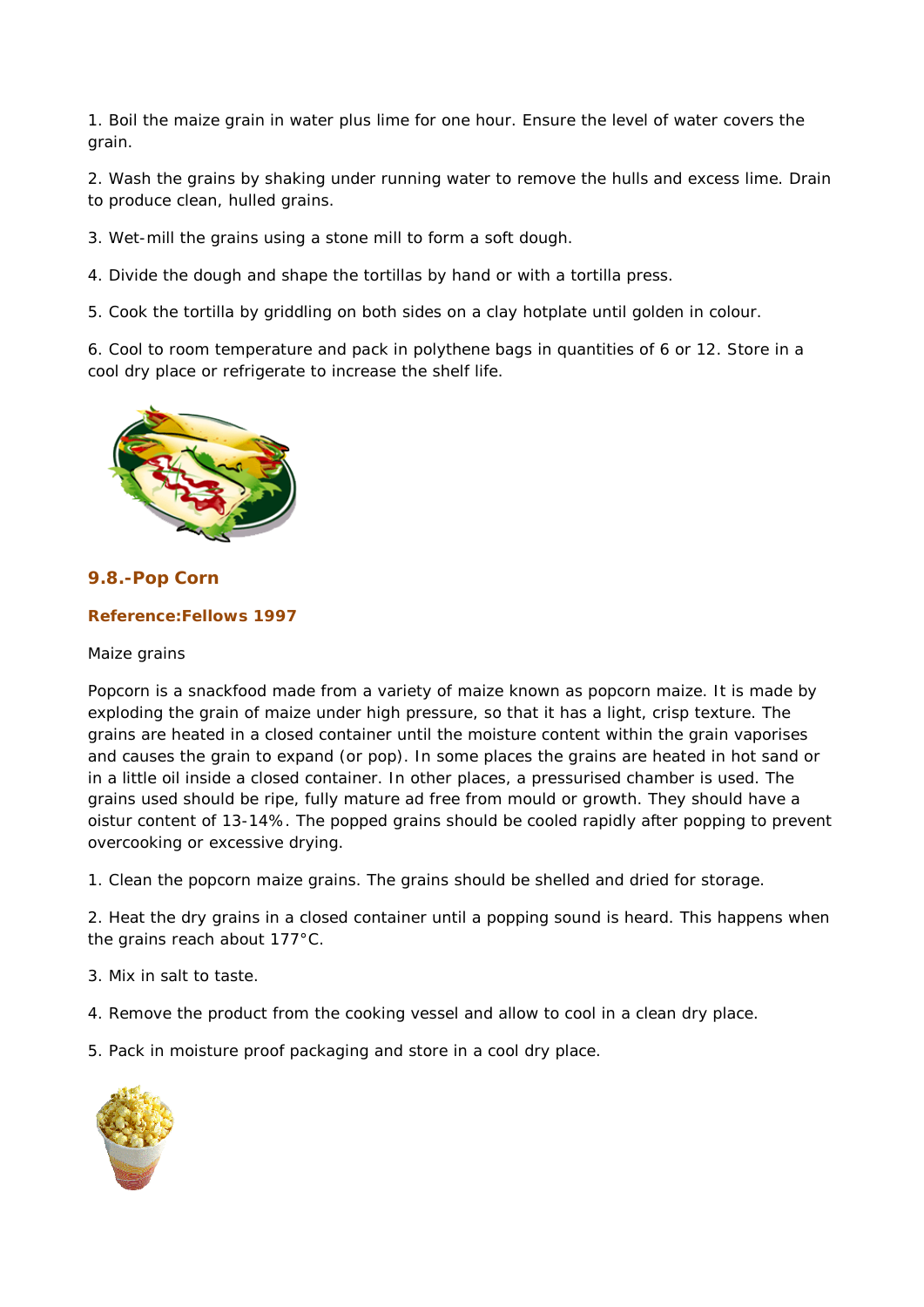1. Boil the maize grain in water plus lime for one hour. Ensure the level of water covers the grain.

2. Wash the grains by shaking under running water to remove the hulls and excess lime. Drain to produce clean, hulled grains.

3. Wet-mill the grains using a stone mill to form a soft dough.

4. Divide the dough and shape the tortillas by hand or with a tortilla press.

5. Cook the tortilla by griddling on both sides on a clay hotplate until golden in colour.

6. Cool to room temperature and pack in polythene bags in quantities of 6 or 12. Store in a cool dry place or refrigerate to increase the shelf life.

### 9.8.-Pop Corn

**Reference:Fellows 1997**

Maize grains

Popcorn is a snackfood made from a variety of maize known as popcorn maize. It is made by exploding the grain of maize under high pressure, so that it has a light, crisp texture. The grains are heated in a closed container until the moisture content within the grain vaporises and causes the grain to expand (or pop). In some places the grains are heated in hot sand or in a little oil inside a closed container. In other places, a pressurised chamber is used. The grains used should be ripe, fully mature ad free from mould or growth. They should have a oistur content of 13-14%. The popped grains should be cooled rapidly after popping to prevent overcooking or excessive drying.

1. Clean the popcorn maize grains. The grains should be shelled and dried for storage.

2. Heat the dry grains in a closed container until a popping sound is heard. This happens when the grains reach about 177°C.

3. Mix in salt to taste.

4. Remove the product from the cooking vessel and allow to cool in a clean dry place.

5. Pack in moisture proof packaging and store in a cool dry place.